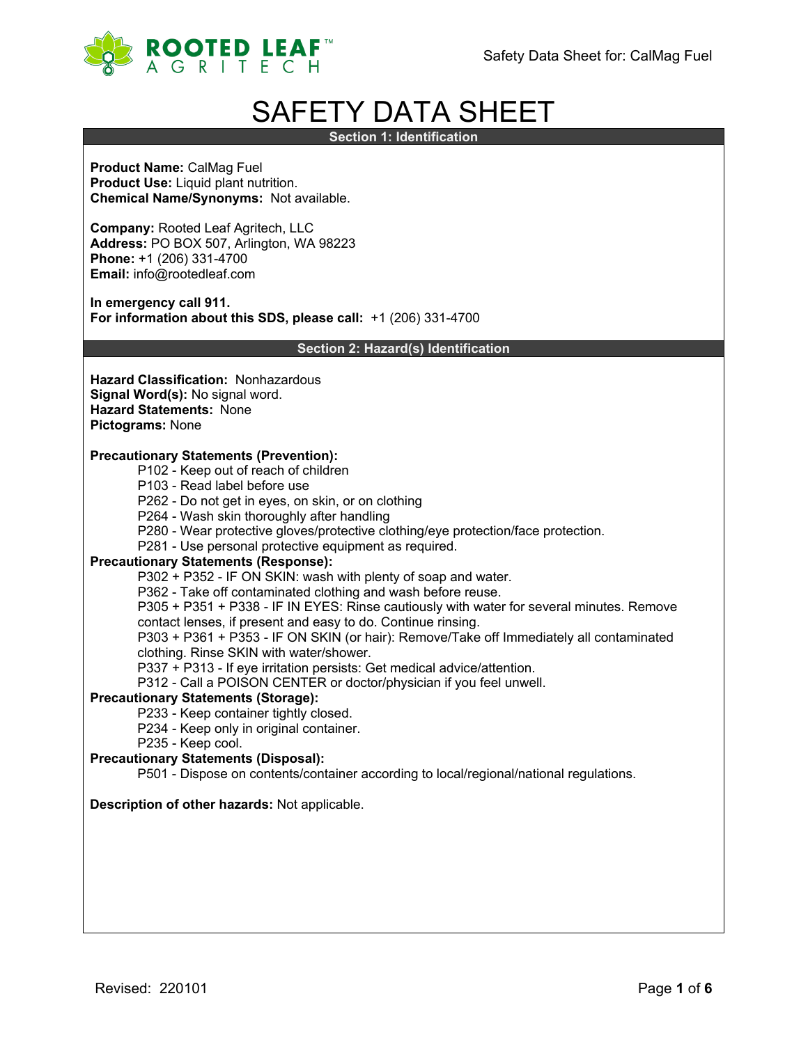# SAFETY DATA SHEET

## Section 1: Identification

**Product Name:** CalMag Fuel
**Product Use:** Liquid plant nutrition.
**Chemical Name/Synonyms:** Not available.

**Company:** Rooted Leaf Agritech, LLC
**Address:** PO BOX 507, Arlington, WA 98223
**Phone:** +1 (206) 331-4700
**Email:** info@rootedleaf.com

**In emergency call 911.**
**For information about this SDS, please call:** +1 (206) 331-4700

## Section 2: Hazard(s) Identification

**Hazard Classification:** Nonhazardous
**Signal Word(s):** No signal word.
**Hazard Statements:** None
**Pictograms:** None

**Precautionary Statements (Prevention):**

- P102 - Keep out of reach of children
- P103 - Read label before use
- P262 - Do not get in eyes, on skin, or on clothing
- P264 - Wash skin thoroughly after handling
- P280 - Wear protective gloves/protective clothing/eye protection/face protection.
- P281 - Use personal protective equipment as required.

**Precautionary Statements (Response):**

- P302 + P352 - IF ON SKIN: wash with plenty of soap and water.
- P362 - Take off contaminated clothing and wash before reuse.
- P305 + P351 + P338 - IF IN EYES: Rinse cautiously with water for several minutes. Remove contact lenses, if present and easy to do. Continue rinsing.
- P303 + P361 + P353 - IF ON SKIN (or hair): Remove/Take off Immediately all contaminated clothing. Rinse SKIN with water/shower.
- P337 + P313 - If eye irritation persists: Get medical advice/attention.
- P312 - Call a POISON CENTER or doctor/physician if you feel unwell.

**Precautionary Statements (Storage):**

- P233 - Keep container tightly closed.
- P234 - Keep only in original container.
- P235 - Keep cool.

**Precautionary Statements (Disposal):**

- P501 - Dispose on contents/container according to local/regional/national regulations.

**Description of other hazards:** Not applicable.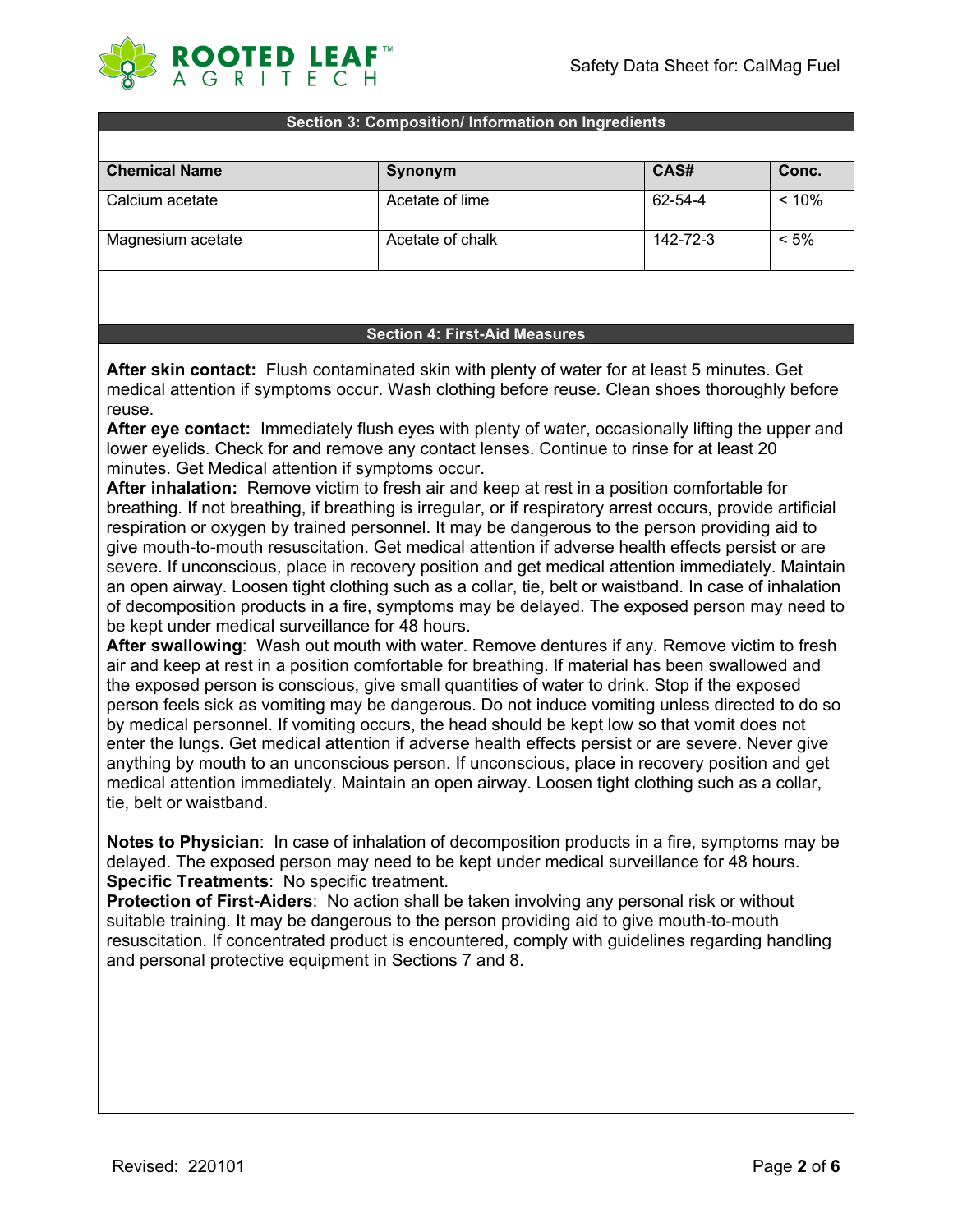## Section 3: Composition/ Information on Ingredients

| Chemical Name | Synonym | CAS# | Conc. |
| --- | --- | --- | --- |
| Calcium acetate | Acetate of lime | 62-54-4 | < 10% |
| Magnesium acetate | Acetate of chalk | 142-72-3 | < 5% |

## Section 4: First-Aid Measures

**After skin contact:** Flush contaminated skin with plenty of water for at least 5 minutes. Get medical attention if symptoms occur. Wash clothing before reuse. Clean shoes thoroughly before reuse.

**After eye contact:** Immediately flush eyes with plenty of water, occasionally lifting the upper and lower eyelids. Check for and remove any contact lenses. Continue to rinse for at least 20 minutes. Get Medical attention if symptoms occur.

**After inhalation:** Remove victim to fresh air and keep at rest in a position comfortable for breathing. If not breathing, if breathing is irregular, or if respiratory arrest occurs, provide artificial respiration or oxygen by trained personnel. It may be dangerous to the person providing aid to give mouth-to-mouth resuscitation. Get medical attention if adverse health effects persist or are severe. If unconscious, place in recovery position and get medical attention immediately. Maintain an open airway. Loosen tight clothing such as a collar, tie, belt or waistband. In case of inhalation of decomposition products in a fire, symptoms may be delayed. The exposed person may need to be kept under medical surveillance for 48 hours.

**After swallowing**: Wash out mouth with water. Remove dentures if any. Remove victim to fresh air and keep at rest in a position comfortable for breathing. If material has been swallowed and the exposed person is conscious, give small quantities of water to drink. Stop if the exposed person feels sick as vomiting may be dangerous. Do not induce vomiting unless directed to do so by medical personnel. If vomiting occurs, the head should be kept low so that vomit does not enter the lungs. Get medical attention if adverse health effects persist or are severe. Never give anything by mouth to an unconscious person. If unconscious, place in recovery position and get medical attention immediately. Maintain an open airway. Loosen tight clothing such as a collar, tie, belt or waistband.

**Notes to Physician**: In case of inhalation of decomposition products in a fire, symptoms may be delayed. The exposed person may need to be kept under medical surveillance for 48 hours.

**Specific Treatments**: No specific treatment.

**Protection of First-Aiders**: No action shall be taken involving any personal risk or without suitable training. It may be dangerous to the person providing aid to give mouth-to-mouth resuscitation. If concentrated product is encountered, comply with guidelines regarding handling and personal protective equipment in Sections 7 and 8.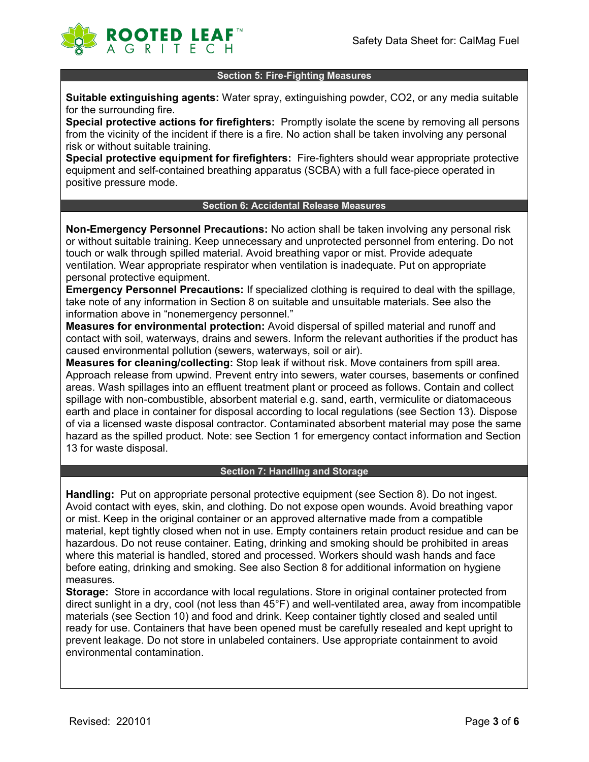## Section 5: Fire-Fighting Measures

**Suitable extinguishing agents:** Water spray, extinguishing powder, $CO_2$, or any media suitable for the surrounding fire.
**Special protective actions for firefighters:** Promptly isolate the scene by removing all persons from the vicinity of the incident if there is a fire. No action shall be taken involving any personal risk or without suitable training.
**Special protective equipment for firefighters:** Fire-fighters should wear appropriate protective equipment and self-contained breathing apparatus (SCBA) with a full face-piece operated in positive pressure mode.

## Section 6: Accidental Release Measures

**Non-Emergency Personnel Precautions:** No action shall be taken involving any personal risk or without suitable training. Keep unnecessary and unprotected personnel from entering. Do not touch or walk through spilled material. Avoid breathing vapor or mist. Provide adequate ventilation. Wear appropriate respirator when ventilation is inadequate. Put on appropriate personal protective equipment.
**Emergency Personnel Precautions:** If specialized clothing is required to deal with the spillage, take note of any information in Section 8 on suitable and unsuitable materials. See also the information above in "nonemergency personnel."
**Measures for environmental protection:** Avoid dispersal of spilled material and runoff and contact with soil, waterways, drains and sewers. Inform the relevant authorities if the product has caused environmental pollution (sewers, waterways, soil or air).
**Measures for cleaning/collecting:** Stop leak if without risk. Move containers from spill area. Approach release from upwind. Prevent entry into sewers, water courses, basements or confined areas. Wash spillages into an effluent treatment plant or proceed as follows. Contain and collect spillage with non-combustible, absorbent material e.g. sand, earth, vermiculite or diatomaceous earth and place in container for disposal according to local regulations (see Section 13). Dispose of via a licensed waste disposal contractor. Contaminated absorbent material may pose the same hazard as the spilled product. Note: see Section 1 for emergency contact information and Section 13 for waste disposal.

## Section 7: Handling and Storage

**Handling:** Put on appropriate personal protective equipment (see Section 8). Do not ingest. Avoid contact with eyes, skin, and clothing. Do not expose open wounds. Avoid breathing vapor or mist. Keep in the original container or an approved alternative made from a compatible material, kept tightly closed when not in use. Empty containers retain product residue and can be hazardous. Do not reuse container. Eating, drinking and smoking should be prohibited in areas where this material is handled, stored and processed. Workers should wash hands and face before eating, drinking and smoking. See also Section 8 for additional information on hygiene measures.
**Storage:** Store in accordance with local regulations. Store in original container protected from direct sunlight in a dry, cool (not less than 45°F) and well-ventilated area, away from incompatible materials (see Section 10) and food and drink. Keep container tightly closed and sealed until ready for use. Containers that have been opened must be carefully resealed and kept upright to prevent leakage. Do not store in unlabeled containers. Use appropriate containment to avoid environmental contamination.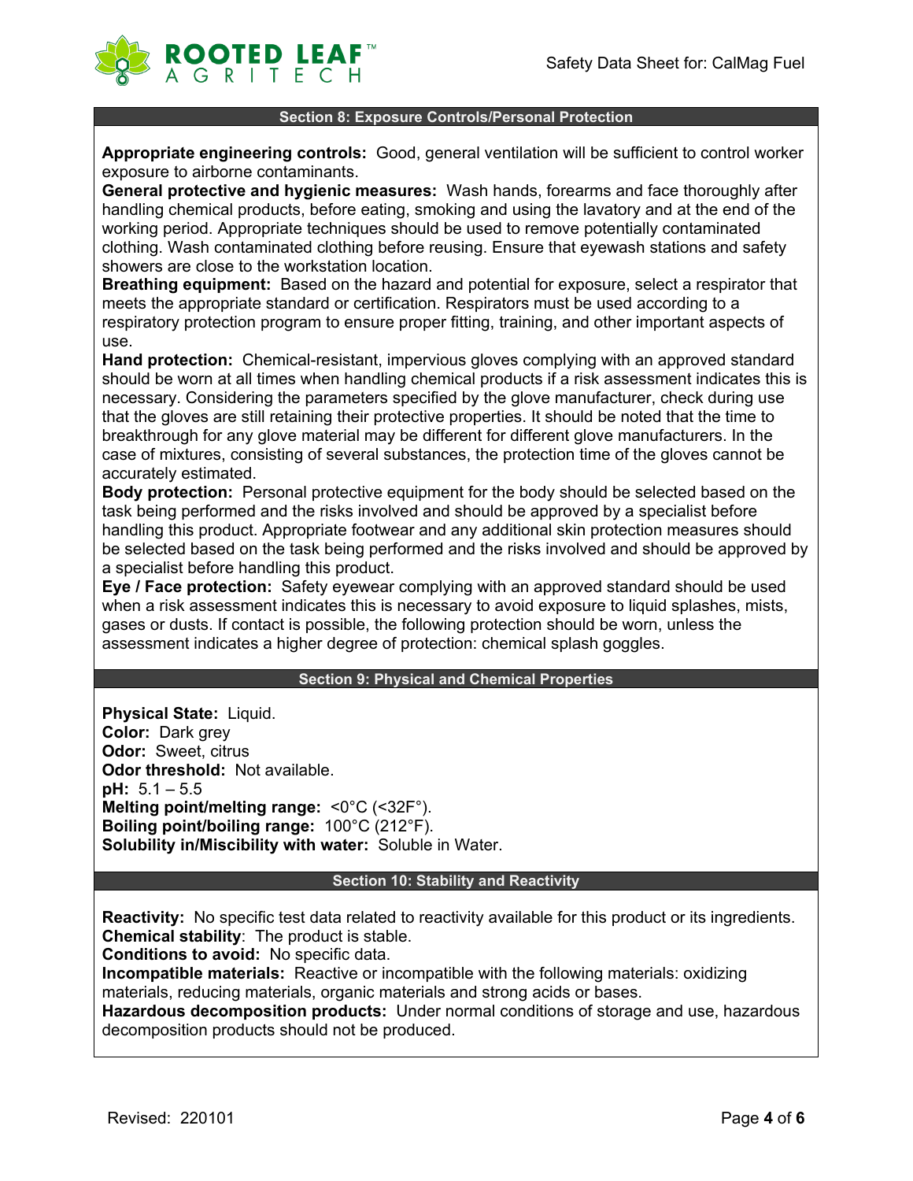## Section 8: Exposure Controls/Personal Protection

**Appropriate engineering controls:** Good, general ventilation will be sufficient to control worker exposure to airborne contaminants.
**General protective and hygienic measures:** Wash hands, forearms and face thoroughly after handling chemical products, before eating, smoking and using the lavatory and at the end of the working period. Appropriate techniques should be used to remove potentially contaminated clothing. Wash contaminated clothing before reusing. Ensure that eyewash stations and safety showers are close to the workstation location.
**Breathing equipment:** Based on the hazard and potential for exposure, select a respirator that meets the appropriate standard or certification. Respirators must be used according to a respiratory protection program to ensure proper fitting, training, and other important aspects of use.
**Hand protection:** Chemical-resistant, impervious gloves complying with an approved standard should be worn at all times when handling chemical products if a risk assessment indicates this is necessary. Considering the parameters specified by the glove manufacturer, check during use that the gloves are still retaining their protective properties. It should be noted that the time to breakthrough for any glove material may be different for different glove manufacturers. In the case of mixtures, consisting of several substances, the protection time of the gloves cannot be accurately estimated.
**Body protection:** Personal protective equipment for the body should be selected based on the task being performed and the risks involved and should be approved by a specialist before handling this product. Appropriate footwear and any additional skin protection measures should be selected based on the task being performed and the risks involved and should be approved by a specialist before handling this product.
**Eye / Face protection:** Safety eyewear complying with an approved standard should be used when a risk assessment indicates this is necessary to avoid exposure to liquid splashes, mists, gases or dusts. If contact is possible, the following protection should be worn, unless the assessment indicates a higher degree of protection: chemical splash goggles.

## Section 9: Physical and Chemical Properties

**Physical State:** Liquid.
**Color:** Dark grey
**Odor:** Sweet, citrus
**Odor threshold:** Not available.
**pH:** 5.1 – 5.5
**Melting point/melting range:** <0°C (<32F°).
**Boiling point/boiling range:** 100°C (212°F).
**Solubility in/Miscibility with water:** Soluble in Water.

## Section 10: Stability and Reactivity

**Reactivity:** No specific test data related to reactivity available for this product or its ingredients.
**Chemical stability**: The product is stable.
**Conditions to avoid:** No specific data.
**Incompatible materials:** Reactive or incompatible with the following materials: oxidizing materials, reducing materials, organic materials and strong acids or bases.
**Hazardous decomposition products:** Under normal conditions of storage and use, hazardous decomposition products should not be produced.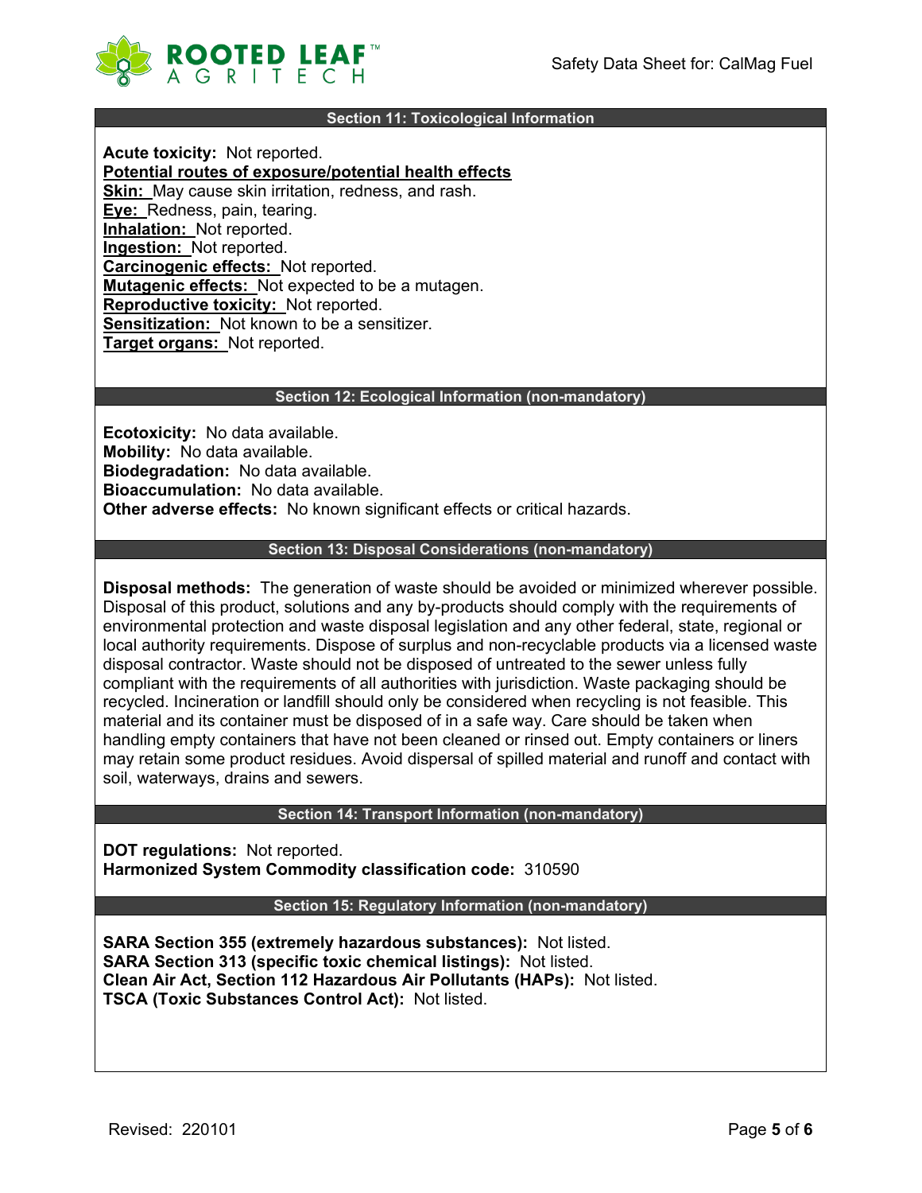## Section 11: Toxicological Information

**Acute toxicity:** Not reported.

**Potential routes of exposure/potential health effects**

**Skin:** May cause skin irritation, redness, and rash.
**Eye:** Redness, pain, tearing.
**Inhalation:** Not reported.
**Ingestion:** Not reported.
**Carcinogenic effects:** Not reported.
**Mutagenic effects:** Not expected to be a mutagen.
**Reproductive toxicity:** Not reported.
**Sensitization:** Not known to be a sensitizer.
**Target organs:** Not reported.

## Section 12: Ecological Information (non-mandatory)

**Ecotoxicity:** No data available.
**Mobility:** No data available.
**Biodegradation:** No data available.
**Bioaccumulation:** No data available.
**Other adverse effects:** No known significant effects or critical hazards.

## Section 13: Disposal Considerations (non-mandatory)

**Disposal methods:** The generation of waste should be avoided or minimized wherever possible. Disposal of this product, solutions and any by-products should comply with the requirements of environmental protection and waste disposal legislation and any other federal, state, regional or local authority requirements. Dispose of surplus and non-recyclable products via a licensed waste disposal contractor. Waste should not be disposed of untreated to the sewer unless fully compliant with the requirements of all authorities with jurisdiction. Waste packaging should be recycled. Incineration or landfill should only be considered when recycling is not feasible. This material and its container must be disposed of in a safe way. Care should be taken when handling empty containers that have not been cleaned or rinsed out. Empty containers or liners may retain some product residues. Avoid dispersal of spilled material and runoff and contact with soil, waterways, drains and sewers.

## Section 14: Transport Information (non-mandatory)

**DOT regulations:** Not reported.
**Harmonized System Commodity classification code:** 310590

## Section 15: Regulatory Information (non-mandatory)

**SARA Section 355 (extremely hazardous substances):** Not listed.
**SARA Section 313 (specific toxic chemical listings):** Not listed.
**Clean Air Act, Section 112 Hazardous Air Pollutants (HAPs):** Not listed.
**TSCA (Toxic Substances Control Act):** Not listed.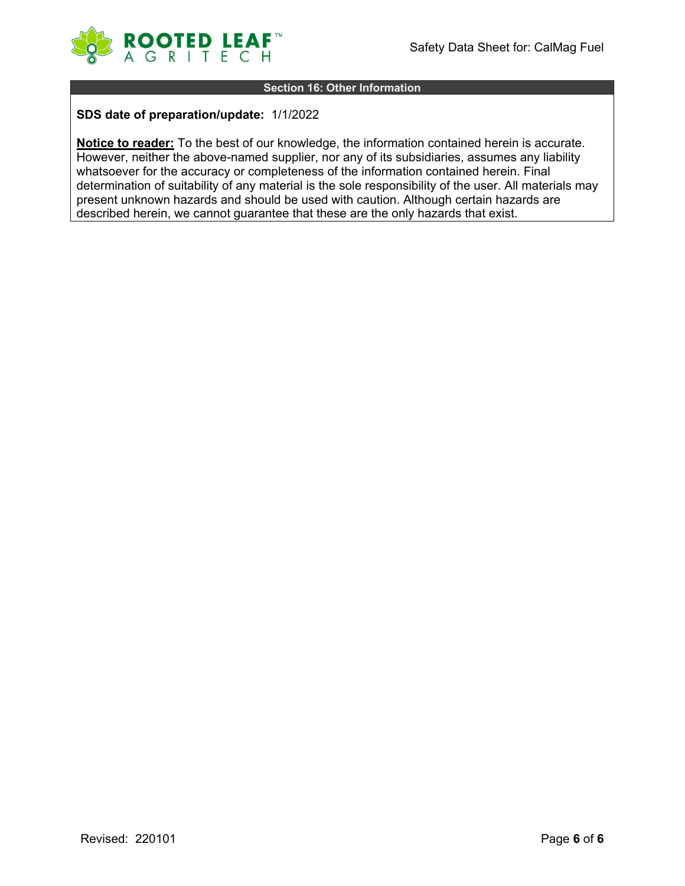## Section 16: Other Information

**SDS date of preparation/update:** 1/1/2022

**Notice to reader:** To the best of our knowledge, the information contained herein is accurate. However, neither the above-named supplier, nor any of its subsidiaries, assumes any liability whatsoever for the accuracy or completeness of the information contained herein. Final determination of suitability of any material is the sole responsibility of the user. All materials may present unknown hazards and should be used with caution. Although certain hazards are described herein, we cannot guarantee that these are the only hazards that exist.